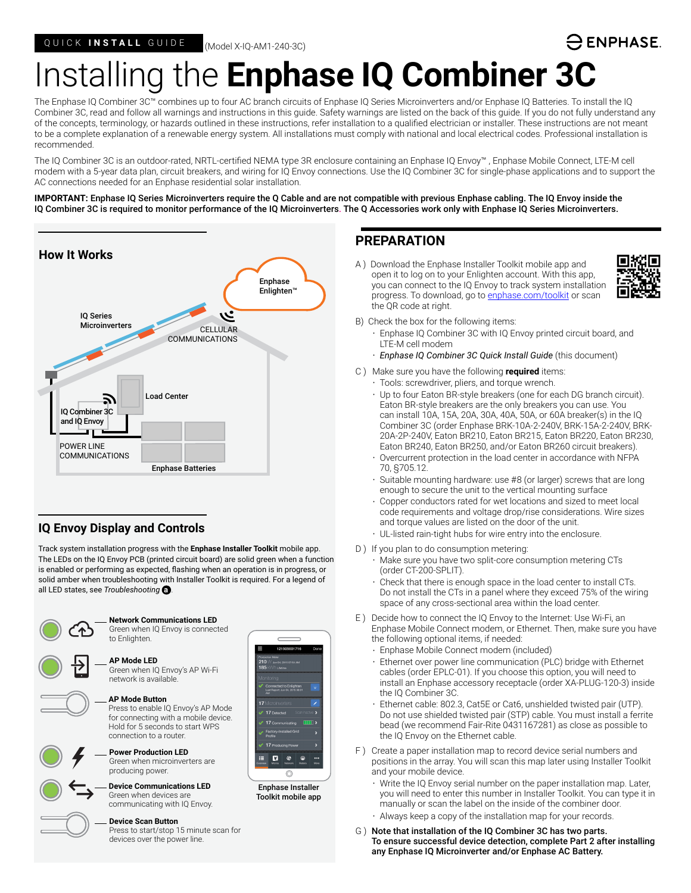QUICK **INSTALL** GUIDE (Model X-IQ-AM1-240-3C)

# Installing the **Enphase IQ Combiner 3C**

The Enphase IQ Combiner 3C™ combines up to four AC branch circuits of Enphase IQ Series Microinverters and/or Enphase IQ Batteries. To install the IQ Combiner 3C, read and follow all warnings and instructions in this guide. Safety warnings are listed on the back of this guide. If you do not fully understand any of the concepts, terminology, or hazards outlined in these instructions, refer installation to a qualified electrician or installer. These instructions are not meant to be a complete explanation of a renewable energy system. All installations must comply with national and local electrical codes. Professional installation is recommended.

The IQ Combiner 3C is an outdoor-rated, NRTL-certified NEMA type 3R enclosure containing an Enphase IQ Envoy™, Enphase Mobile Connect, LTE-M cell modem with a 5-year data plan, circuit breakers, and wiring for IQ Envoy connections. Use the IQ Combiner 3C for single-phase applications and to support the AC connections needed for an Enphase residential solar installation.

**IMPORTANT: Enphase IQ Series Microinverters require the Q Cable and are not compatible with previous Enphase cabling. The IQ Envoy inside the IQ Combiner 3C is required to monitor performance of the IQ Microinverters. The Q Accessories work only with Enphase IQ Series Microinverters.**

## How It Works

Enphase Enlighten™

IQ Series Microinverters

CELLULAR COMMUNICATIONS

Load Center

IQ Combiner 3C and IQ Envoy

POWER LINE COMMUNICATIONS

Enphase Batteries

## IQ Envoy Display and Controls

Track system installation progress with the **Enphase Installer Toolkit** mobile app. The LEDs on the IQ Envoy PCB (printed circuit board) are solid green when a function is enabled or performing as expected, flashing when an operation is in progress, or solid amber when troubleshooting with Installer Toolkit is required. For a legend of all LED states, see *Troubleshooting* ⓐ.

**Network Communications LED**
Green when IQ Envoy is connected to Enlighten.

**AP Mode LED**
Green when IQ Envoy's AP Wi-Fi network is available.

**AP Mode Button**
Press to enable IQ Envoy's AP Mode for connecting with a mobile device. Hold for 5 seconds to start WPS connection to a router.

**Power Production LED**
Green when microinverters are producing power.

**Device Communications LED**
Green when devices are communicating with IQ Envoy.

**Device Scan Button**
Press to start/stop 15 minute scan for devices over the power line.

**Enphase Installer Toolkit mobile app**

## PREPARATION

A ) Download the Enphase Installer Toolkit mobile app and open it to log on to your Enlighten account. With this app, you can connect to the IQ Envoy to track system installation progress. To download, go to enphase.com/toolkit or scan the QR code at right.

B) Check the box for the following items:
- Enphase IQ Combiner 3C with IQ Envoy printed circuit board, and LTE-M cell modem
- *Enphase IQ Combiner 3C Quick Install Guide* (this document)

C ) Make sure you have the following **required** items:
- Tools: screwdriver, pliers, and torque wrench.
- Up to four Eaton BR-style breakers (one for each DG branch circuit). Eaton BR-style breakers are the only breakers you can use. You can install 10A, 15A, 20A, 30A, 40A, 50A, or 60A breaker(s) in the IQ Combiner 3C (order Enphase BRK-10A-2-240V, BRK-15A-2-240V, BRK-20A-2P-240V, Eaton BR210, Eaton BR215, Eaton BR220, Eaton BR230, Eaton BR240, Eaton BR250, and/or Eaton BR260 circuit breakers).
- Overcurrent protection in the load center in accordance with NFPA 70, §705.12.
- Suitable mounting hardware: use #8 (or larger) screws that are long enough to secure the unit to the vertical mounting surface
- Copper conductors rated for wet locations and sized to meet local code requirements and voltage drop/rise considerations. Wire sizes and torque values are listed on the inside of the door of the unit.
- UL-listed rain-tight hubs for wire entry into the enclosure.

D ) If you plan to do consumption metering:
- Make sure you have two split-core consumption metering CTs (order CT-200-SPLIT).
- Check that there is enough space in the load center to install CTs. Do not install the CTs in a panel where they exceed 75% of the wiring space of any cross-sectional area within the load center.

E ) Decide how to connect the IQ Envoy to the Internet: Use Wi-Fi, an Enphase Mobile Connect modem, or Ethernet. Then, make sure you have the following optional items, if needed:
- Enphase Mobile Connect modem (included)
- Ethernet over power line communication (PLC) bridge with Ethernet cables (order EPLC-01). If you choose this option, you will need to install an Enphase accessory receptacle (order XA-PLUG-120-3) inside the IQ Combiner 3C.
- Ethernet cable: 802.3, Cat5E or Cat6, unshielded twisted pair (UTP). Do not use shielded twisted pair (STP) cable. You must install a ferrite bead (we recommend Fair-Rite 0431167281) as close as possible to the IQ Envoy on the Ethernet cable.

F ) Create a paper installation map to record device serial numbers and positions in the array. You will scan this map later using Installer Toolkit and your mobile device.
- Write the IQ Envoy serial number on the paper installation map. Later, you will need to enter this number in Installer Toolkit. You can type it in manually or scan the label on the inside of the combiner door.
- Always keep a copy of the installation map for your records.

G ) **Note that installation of the IQ Combiner 3C has two parts. To ensure successful device detection, complete Part 2 after installing any Enphase IQ Microinverter and/or Enphase AC Battery.**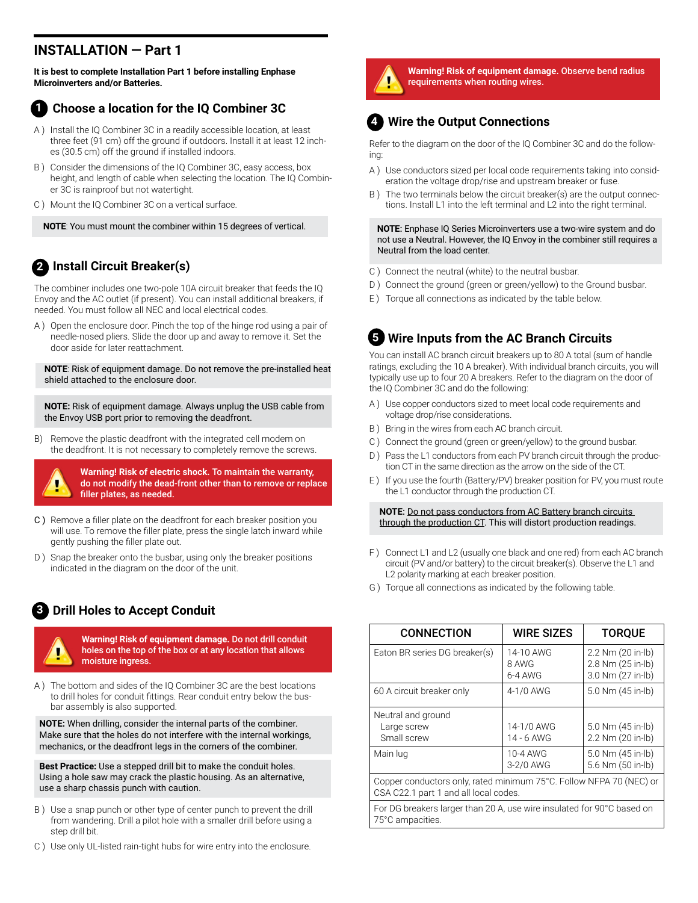## INSTALLATION — Part 1

**It is best to complete Installation Part 1 before installing Enphase Microinverters and/or Batteries.**

### 1 Choose a location for the IQ Combiner 3C

A ) Install the IQ Combiner 3C in a readily accessible location, at least three feet (91 cm) off the ground if outdoors. Install it at least 12 inches (30.5 cm) off the ground if installed indoors.

B ) Consider the dimensions of the IQ Combiner 3C, easy access, box height, and length of cable when selecting the location. The IQ Combiner 3C is rainproof but not watertight.

C ) Mount the IQ Combiner 3C on a vertical surface.

**NOTE**: You must mount the combiner within 15 degrees of vertical.

### 2 Install Circuit Breaker(s)

The combiner includes one two-pole 10A circuit breaker that feeds the IQ Envoy and the AC outlet (if present). You can install additional breakers, if needed. You must follow all NEC and local electrical codes.

A ) Open the enclosure door. Pinch the top of the hinge rod using a pair of needle-nosed pliers. Slide the door up and away to remove it. Set the door aside for later reattachment.

**NOTE**: Risk of equipment damage. Do not remove the pre-installed heat shield attached to the enclosure door.

**NOTE:** Risk of equipment damage. Always unplug the USB cable from the Envoy USB port prior to removing the deadfront.

B) Remove the plastic deadfront with the integrated cell modem on the deadfront. It is not necessary to completely remove the screws.

**Warning! Risk of electric shock.** To maintain the warranty, do not modify the dead-front other than to remove or replace filler plates, as needed.

C ) Remove a filler plate on the deadfront for each breaker position you will use. To remove the filler plate, press the single latch inward while gently pushing the filler plate out.

D ) Snap the breaker onto the busbar, using only the breaker positions indicated in the diagram on the door of the unit.

### 3 Drill Holes to Accept Conduit

**Warning! Risk of equipment damage.** Do not drill conduit holes on the top of the box or at any location that allows moisture ingress.

A ) The bottom and sides of the IQ Combiner 3C are the best locations to drill holes for conduit fittings. Rear conduit entry below the busbar assembly is also supported.

**NOTE:** When drilling, consider the internal parts of the combiner. Make sure that the holes do not interfere with the internal workings, mechanics, or the deadfront legs in the corners of the combiner.

**Best Practice:** Use a stepped drill bit to make the conduit holes. Using a hole saw may crack the plastic housing. As an alternative, use a sharp chassis punch with caution.

B ) Use a snap punch or other type of center punch to prevent the drill from wandering. Drill a pilot hole with a smaller drill before using a step drill bit.

C ) Use only UL-listed rain-tight hubs for wire entry into the enclosure.

**Warning! Risk of equipment damage.** Observe bend radius requirements when routing wires.

### 4 Wire the Output Connections

Refer to the diagram on the door of the IQ Combiner 3C and do the following:

A ) Use conductors sized per local code requirements taking into consideration the voltage drop/rise and upstream breaker or fuse.

B ) The two terminals below the circuit breaker(s) are the output connections. Install L1 into the left terminal and L2 into the right terminal.

**NOTE:** Enphase IQ Series Microinverters use a two-wire system and do not use a Neutral. However, the IQ Envoy in the combiner still requires a Neutral from the load center.

C ) Connect the neutral (white) to the neutral busbar.

D ) Connect the ground (green or green/yellow) to the Ground busbar.

E ) Torque all connections as indicated by the table below.

### 5 Wire Inputs from the AC Branch Circuits

You can install AC branch circuit breakers up to 80 A total (sum of handle ratings, excluding the 10 A breaker). With individual branch circuits, you will typically use up to four 20 A breakers. Refer to the diagram on the door of the IQ Combiner 3C and do the following:

A ) Use copper conductors sized to meet local code requirements and voltage drop/rise considerations.

B ) Bring in the wires from each AC branch circuit.

C ) Connect the ground (green or green/yellow) to the ground busbar.

D ) Pass the L1 conductors from each PV branch circuit through the production CT in the same direction as the arrow on the side of the CT.

E ) If you use the fourth (Battery/PV) breaker position for PV, you must route the L1 conductor through the production CT.

**NOTE:** Do not pass conductors from AC Battery branch circuits through the production CT. This will distort production readings.

F ) Connect L1 and L2 (usually one black and one red) from each AC branch circuit (PV and/or battery) to the circuit breaker(s). Observe the L1 and L2 polarity marking at each breaker position.

G ) Torque all connections as indicated by the following table.

| CONNECTION | WIRE SIZES | TORQUE |
|---|---|---|
| Eaton BR series DG breaker(s) | 14-10 AWG<br>8 AWG<br>6-4 AWG | 2.2 Nm (20 in-lb)<br>2.8 Nm (25 in-lb)<br>3.0 Nm (27 in-lb) |
| 60 A circuit breaker only | 4-1/0 AWG | 5.0 Nm (45 in-lb) |
| Neutral and ground<br>Large screw<br>Small screw | <br>14-1/0 AWG<br>14 - 6 AWG | <br>5.0 Nm (45 in-lb)<br>2.2 Nm (20 in-lb) |
| Main lug | 10-4 AWG<br>3-2/0 AWG | 5.0 Nm (45 in-lb)<br>5.6 Nm (50 in-lb) |
| Copper conductors only, rated minimum 75°C. Follow NFPA 70 (NEC) or CSA C22.1 part 1 and all local codes. | | |
| For DG breakers larger than 20 A, use wire insulated for 90°C based on 75°C ampacities. | | |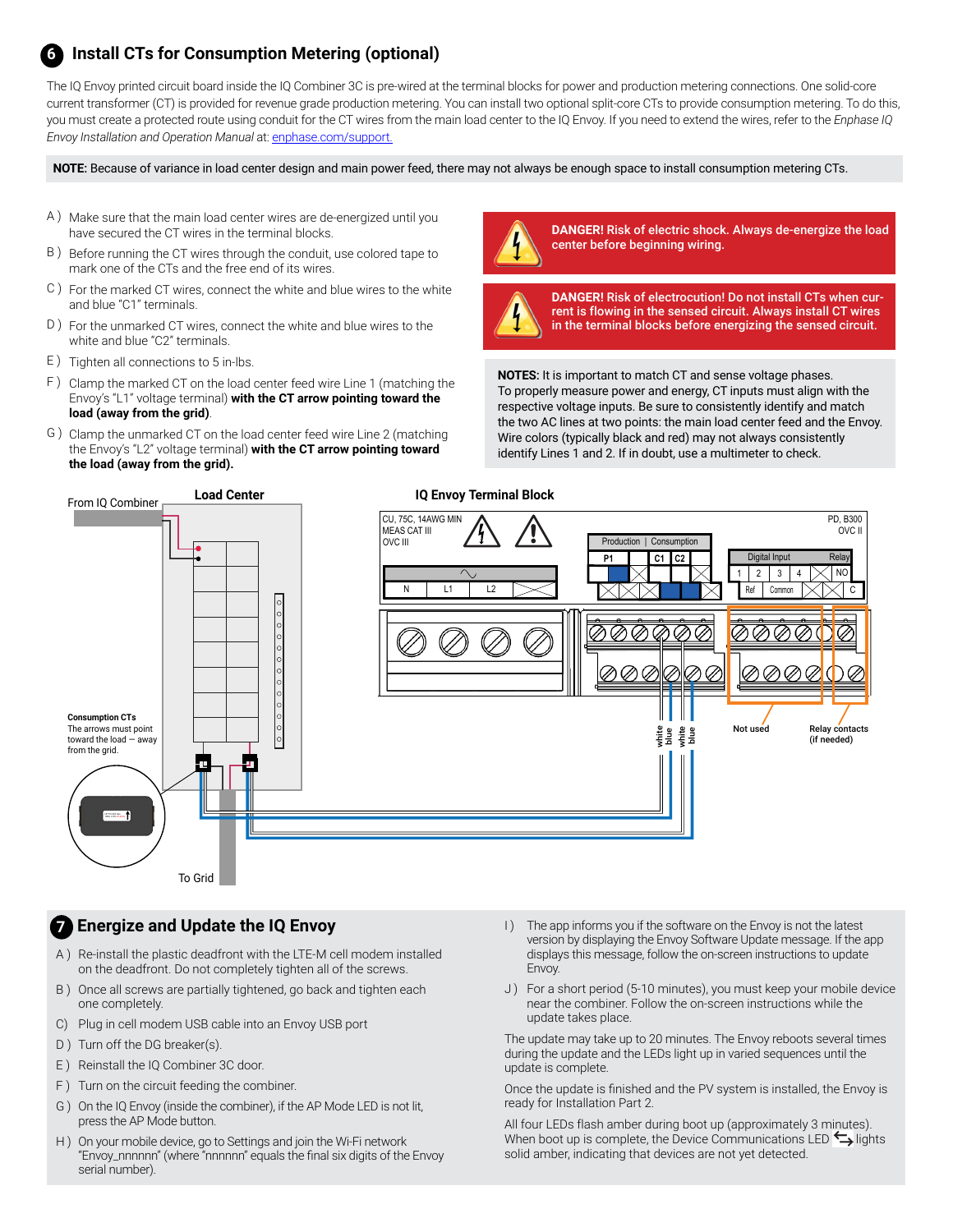## 6 Install CTs for Consumption Metering (optional)

The IQ Envoy printed circuit board inside the IQ Combiner 3C is pre-wired at the terminal blocks for power and production metering connections. One solid-core current transformer (CT) is provided for revenue grade production metering. You can install two optional split-core CTs to provide consumption metering. To do this, you must create a protected route using conduit for the CT wires from the main load center to the IQ Envoy. If you need to extend the wires, refer to the *Enphase IQ Envoy Installation and Operation Manual* at: enphase.com/support.

**NOTE:** Because of variance in load center design and main power feed, there may not always be enough space to install consumption metering CTs.

A ) Make sure that the main load center wires are de-energized until you have secured the CT wires in the terminal blocks.

B ) Before running the CT wires through the conduit, use colored tape to mark one of the CTs and the free end of its wires.

C ) For the marked CT wires, connect the white and blue wires to the white and blue "C1" terminals.

D ) For the unmarked CT wires, connect the white and blue wires to the white and blue "C2" terminals.

E ) Tighten all connections to 5 in-lbs.

F ) Clamp the marked CT on the load center feed wire Line 1 (matching the Envoy's "L1" voltage terminal) **with the CT arrow pointing toward the load (away from the grid)**.

G ) Clamp the unmarked CT on the load center feed wire Line 2 (matching the Envoy's "L2" voltage terminal) **with the CT arrow pointing toward the load (away from the grid).**

**DANGER! Risk of electric shock. Always de-energize the load center before beginning wiring.**

**DANGER! Risk of electrocution! Do not install CTs when current is flowing in the sensed circuit. Always install CT wires in the terminal blocks before energizing the sensed circuit.**

**NOTES:** It is important to match CT and sense voltage phases. To properly measure power and energy, CT inputs must align with the respective voltage inputs. Be sure to consistently identify and match the two AC lines at two points: the main load center feed and the Envoy. Wire colors (typically black and red) may not always consistently identify Lines 1 and 2. If in doubt, use a multimeter to check.

From IQ Combiner | Load Center | IQ Envoy Terminal Block

CU, 75C, 14AWG MIN | MEAS CAT III | OVC III | PD, B300 | OVC II

N | L1 | L2 | Production | Consumption | P1 | C1 | C2 | Digital Input | Relay | 1 | 2 | 3 | 4 | NO | Ref | Common | C

white | blue | white | blue | Not used | Relay contacts (if needed)

**Consumption CTs**
The arrows must point toward the load — away from the grid.

To Grid

## 7 Energize and Update the IQ Envoy

A ) Re-install the plastic deadfront with the LTE-M cell modem installed on the deadfront. Do not completely tighten all of the screws.

B ) Once all screws are partially tightened, go back and tighten each one completely.

C) Plug in cell modem USB cable into an Envoy USB port

D ) Turn off the DG breaker(s).

E ) Reinstall the IQ Combiner 3C door.

F ) Turn on the circuit feeding the combiner.

G ) On the IQ Envoy (inside the combiner), if the AP Mode LED is not lit, press the AP Mode button.

H ) On your mobile device, go to Settings and join the Wi-Fi network "Envoy_nnnnnn" (where "nnnnnn" equals the final six digits of the Envoy serial number).

I ) The app informs you if the software on the Envoy is not the latest version by displaying the Envoy Software Update message. If the app displays this message, follow the on-screen instructions to update Envoy.

J ) For a short period (5-10 minutes), you must keep your mobile device near the combiner. Follow the on-screen instructions while the update takes place.

The update may take up to 20 minutes. The Envoy reboots several times during the update and the LEDs light up in varied sequences until the update is complete.

Once the update is finished and the PV system is installed, the Envoy is ready for Installation Part 2.

All four LEDs flash amber during boot up (approximately 3 minutes). When boot up is complete, the Device Communications LED ⇆ lights solid amber, indicating that devices are not yet detected.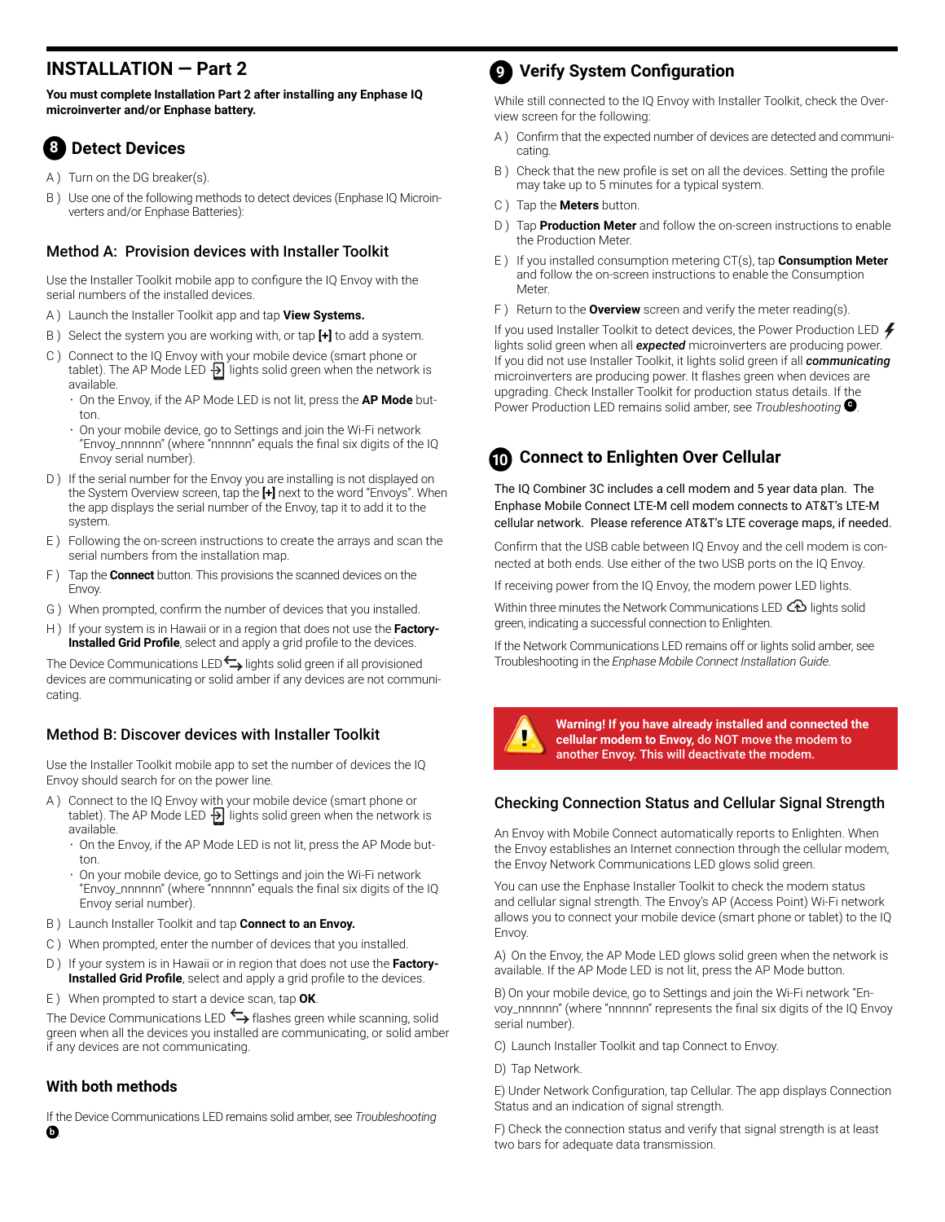# INSTALLATION — Part 2

**You must complete Installation Part 2 after installing any Enphase IQ microinverter and/or Enphase battery.**

## 8 Detect Devices

A ) Turn on the DG breaker(s).

B ) Use one of the following methods to detect devices (Enphase IQ Microinverters and/or Enphase Batteries):

### Method A: Provision devices with Installer Toolkit

Use the Installer Toolkit mobile app to configure the IQ Envoy with the serial numbers of the installed devices.

A ) Launch the Installer Toolkit app and tap **View Systems.**

B ) Select the system you are working with, or tap **[+]** to add a system.

C ) Connect to the IQ Envoy with your mobile device (smart phone or tablet). The AP Mode LED lights solid green when the network is available.

- On the Envoy, if the AP Mode LED is not lit, press the **AP Mode** button.
- On your mobile device, go to Settings and join the Wi-Fi network "Envoy_nnnnnn" (where "nnnnnn" equals the final six digits of the IQ Envoy serial number).

D ) If the serial number for the Envoy you are installing is not displayed on the System Overview screen, tap the **[+]** next to the word "Envoys". When the app displays the serial number of the Envoy, tap it to add it to the system.

E ) Following the on-screen instructions to create the arrays and scan the serial numbers from the installation map.

F ) Tap the **Connect** button. This provisions the scanned devices on the Envoy.

G ) When prompted, confirm the number of devices that you installed.

H ) If your system is in Hawaii or in a region that does not use the **Factory-Installed Grid Profile**, select and apply a grid profile to the devices.

The Device Communications LED lights solid green if all provisioned devices are communicating or solid amber if any devices are not communicating.

### Method B: Discover devices with Installer Toolkit

Use the Installer Toolkit mobile app to set the number of devices the IQ Envoy should search for on the power line.

A ) Connect to the IQ Envoy with your mobile device (smart phone or tablet). The AP Mode LED lights solid green when the network is available.

- On the Envoy, if the AP Mode LED is not lit, press the AP Mode button.
- On your mobile device, go to Settings and join the Wi-Fi network "Envoy_nnnnnn" (where "nnnnnn" equals the final six digits of the IQ Envoy serial number).

B ) Launch Installer Toolkit and tap **Connect to an Envoy.**

C ) When prompted, enter the number of devices that you installed.

D ) If your system is in Hawaii or in region that does not use the **Factory-Installed Grid Profile**, select and apply a grid profile to the devices.

E ) When prompted to start a device scan, tap **OK**.

The Device Communications LED flashes green while scanning, solid green when all the devices you installed are communicating, or solid amber if any devices are not communicating.

### With both methods

If the Device Communications LED remains solid amber, see *Troubleshooting* b.

## 9 Verify System Configuration

While still connected to the IQ Envoy with Installer Toolkit, check the Overview screen for the following:

A ) Confirm that the expected number of devices are detected and communicating.

B ) Check that the new profile is set on all the devices. Setting the profile may take up to 5 minutes for a typical system.

C ) Tap the **Meters** button.

D ) Tap **Production Meter** and follow the on-screen instructions to enable the Production Meter.

E ) If you installed consumption metering CT(s), tap **Consumption Meter** and follow the on-screen instructions to enable the Consumption Meter.

F ) Return to the **Overview** screen and verify the meter reading(s).

If you used Installer Toolkit to detect devices, the Power Production LED lights solid green when all ***expected*** microinverters are producing power. If you did not use Installer Toolkit, it lights solid green if all ***communicating*** microinverters are producing power. It flashes green when devices are upgrading. Check Installer Toolkit for production status details. If the Power Production LED remains solid amber, see *Troubleshooting* c.

## 10 Connect to Enlighten Over Cellular

The IQ Combiner 3C includes a cell modem and 5 year data plan. The Enphase Mobile Connect LTE-M cell modem connects to AT&T's LTE-M cellular network. Please reference AT&T's LTE coverage maps, if needed.

Confirm that the USB cable between IQ Envoy and the cell modem is connected at both ends. Use either of the two USB ports on the IQ Envoy.

If receiving power from the IQ Envoy, the modem power LED lights.

Within three minutes the Network Communications LED lights solid green, indicating a successful connection to Enlighten.

If the Network Communications LED remains off or lights solid amber, see Troubleshooting in the *Enphase Mobile Connect Installation Guide*.

**Warning! If you have already installed and connected the cellular modem to Envoy, do NOT move the modem to another Envoy. This will deactivate the modem.**

### Checking Connection Status and Cellular Signal Strength

An Envoy with Mobile Connect automatically reports to Enlighten. When the Envoy establishes an Internet connection through the cellular modem, the Envoy Network Communications LED glows solid green.

You can use the Enphase Installer Toolkit to check the modem status and cellular signal strength. The Envoy's AP (Access Point) Wi-Fi network allows you to connect your mobile device (smart phone or tablet) to the IQ Envoy.

A) On the Envoy, the AP Mode LED glows solid green when the network is available. If the AP Mode LED is not lit, press the AP Mode button.

B) On your mobile device, go to Settings and join the Wi-Fi network "Envoy_nnnnnn" (where "nnnnnn" represents the final six digits of the IQ Envoy serial number).

C) Launch Installer Toolkit and tap Connect to Envoy.

D) Tap Network.

E) Under Network Configuration, tap Cellular. The app displays Connection Status and an indication of signal strength.

F) Check the connection status and verify that signal strength is at least two bars for adequate data transmission.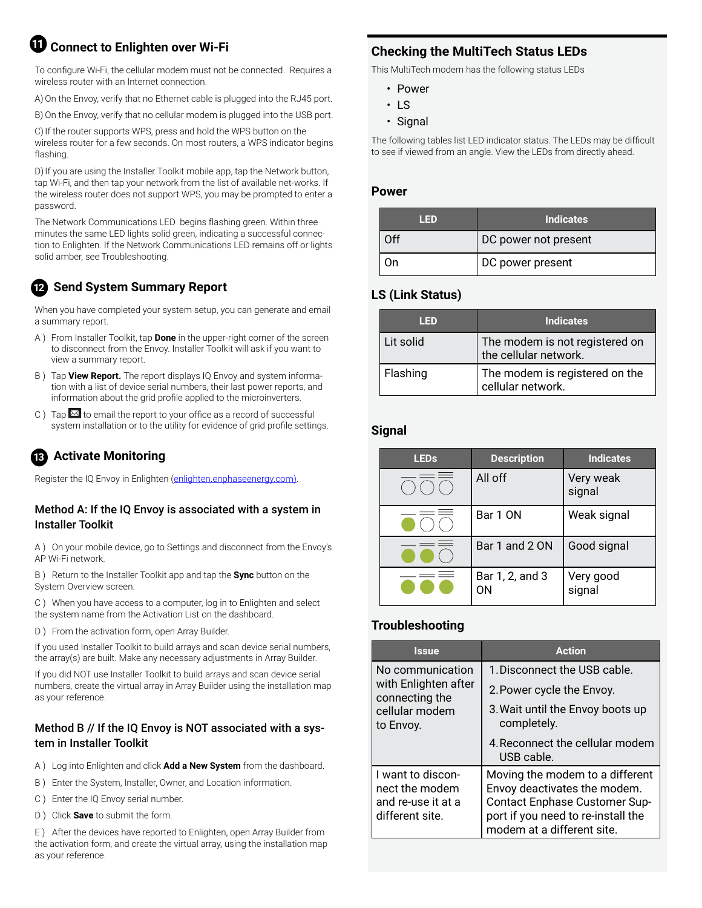## 11 Connect to Enlighten over Wi-Fi

To configure Wi-Fi, the cellular modem must not be connected. Requires a wireless router with an Internet connection.

A) On the Envoy, verify that no Ethernet cable is plugged into the RJ45 port.

B) On the Envoy, verify that no cellular modem is plugged into the USB port.

C) If the router supports WPS, press and hold the WPS button on the wireless router for a few seconds. On most routers, a WPS indicator begins flashing.

D) If you are using the Installer Toolkit mobile app, tap the Network button, tap Wi-Fi, and then tap your network from the list of available net-works. If the wireless router does not support WPS, you may be prompted to enter a password.

The Network Communications LED begins flashing green. Within three minutes the same LED lights solid green, indicating a successful connection to Enlighten. If the Network Communications LED remains off or lights solid amber, see Troubleshooting.

## 12 Send System Summary Report

When you have completed your system setup, you can generate and email a summary report.

A ) From Installer Toolkit, tap **Done** in the upper-right corner of the screen to disconnect from the Envoy. Installer Toolkit will ask if you want to view a summary report.

B ) Tap **View Report.** The report displays IQ Envoy and system information with a list of device serial numbers, their last power reports, and information about the grid profile applied to the microinverters.

C ) Tap ✉ to email the report to your office as a record of successful system installation or to the utility for evidence of grid profile settings.

## 13 Activate Monitoring

Register the IQ Envoy in Enlighten (enlighten.enphaseenergy.com).

### Method A: If the IQ Envoy is associated with a system in Installer Toolkit

A ) On your mobile device, go to Settings and disconnect from the Envoy's AP Wi-Fi network.

B ) Return to the Installer Toolkit app and tap the **Sync** button on the System Overview screen.

C ) When you have access to a computer, log in to Enlighten and select the system name from the Activation List on the dashboard.

D ) From the activation form, open Array Builder.

If you used Installer Toolkit to build arrays and scan device serial numbers, the array(s) are built. Make any necessary adjustments in Array Builder.

If you did NOT use Installer Toolkit to build arrays and scan device serial numbers, create the virtual array in Array Builder using the installation map as your reference.

### Method B // If the IQ Envoy is NOT associated with a system in Installer Toolkit

A ) Log into Enlighten and click **Add a New System** from the dashboard.

B ) Enter the System, Installer, Owner, and Location information.

C ) Enter the IQ Envoy serial number.

D ) Click **Save** to submit the form.

E ) After the devices have reported to Enlighten, open Array Builder from the activation form, and create the virtual array, using the installation map as your reference.

## Checking the MultiTech Status LEDs

This MultiTech modem has the following status LEDs

- Power
- LS
- Signal

The following tables list LED indicator status. The LEDs may be difficult to see if viewed from an angle. View the LEDs from directly ahead.

### Power

| LED | Indicates |
|---|---|
| Off | DC power not present |
| On | DC power present |

### LS (Link Status)

| LED | Indicates |
|---|---|
| Lit solid | The modem is not registered on the cellular network. |
| Flashing | The modem is registered on the cellular network. |

### Signal

| LEDs | Description | Indicates |
|---|---|---|
| ○ ○ ○ | All off | Very weak signal |
| ● ○ ○ | Bar 1 ON | Weak signal |
| ● ● ○ | Bar 1 and 2 ON | Good signal |
| ● ● ● | Bar 1, 2, and 3 ON | Very good signal |

### Troubleshooting

| Issue | Action |
|---|---|
| No communication with Enlighten after connecting the cellular modem to Envoy. | 1. Disconnect the USB cable.<br>2. Power cycle the Envoy.<br>3. Wait until the Envoy boots up completely.<br>4. Reconnect the cellular modem USB cable. |
| I want to disconnect the modem and re-use it at a different site. | Moving the modem to a different Envoy deactivates the modem. Contact Enphase Customer Support if you need to re-install the modem at a different site. |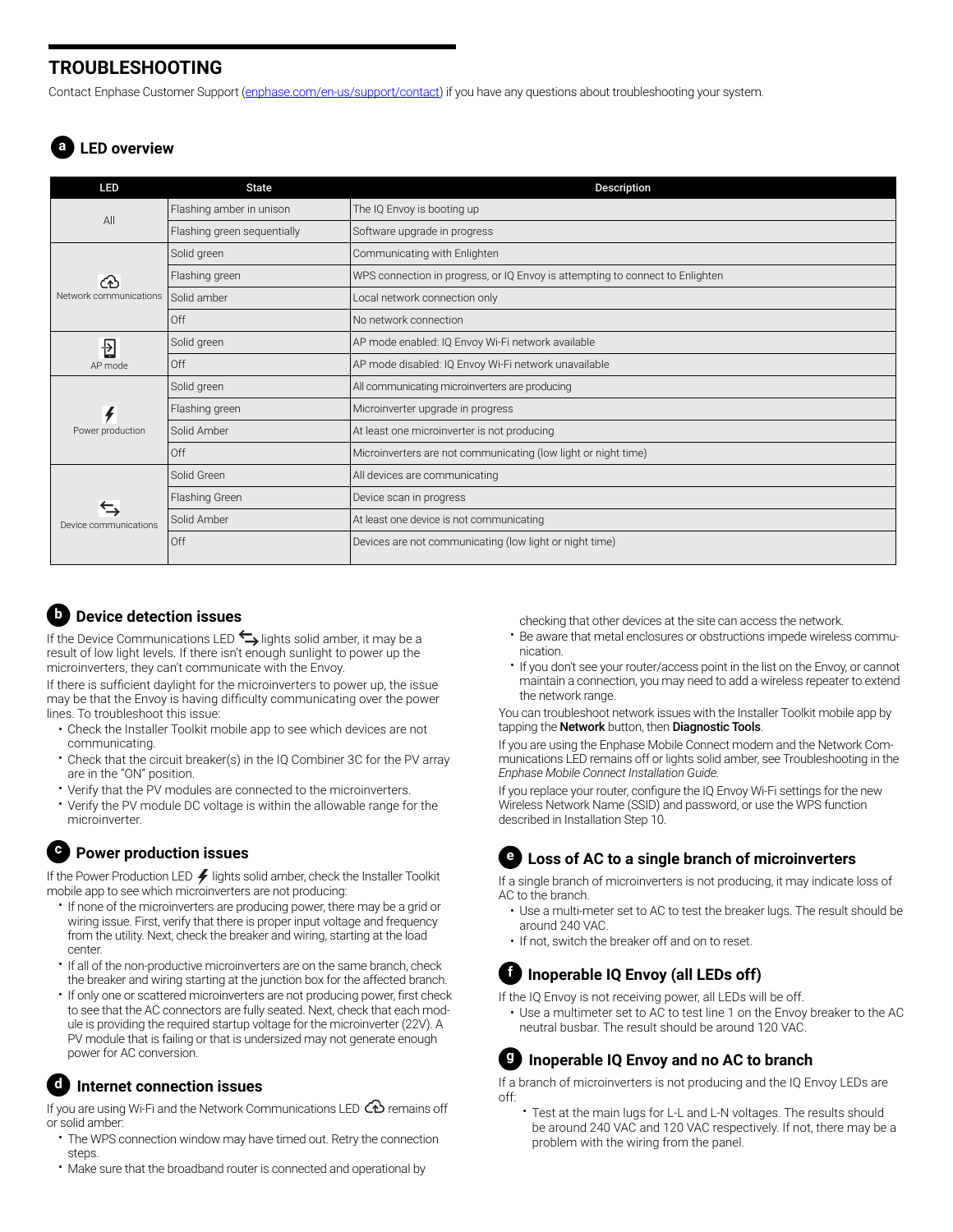## TROUBLESHOOTING

Contact Enphase Customer Support (enphase.com/en-us/support/contact) if you have any questions about troubleshooting your system.

### a LED overview

| LED | State | Description |
|---|---|---|
| All | Flashing amber in unison | The IQ Envoy is booting up |
| | Flashing green sequentially | Software upgrade in progress |
| Network communications | Solid green | Communicating with Enlighten |
| | Flashing green | WPS connection in progress, or IQ Envoy is attempting to connect to Enlighten |
| | Solid amber | Local network connection only |
| | Off | No network connection |
| AP mode | Solid green | AP mode enabled: IQ Envoy Wi-Fi network available |
| | Off | AP mode disabled: IQ Envoy Wi-Fi network unavailable |
| Power production | Solid green | All communicating microinverters are producing |
| | Flashing green | Microinverter upgrade in progress |
| | Solid Amber | At least one microinverter is not producing |
| | Off | Microinverters are not communicating (low light or night time) |
| Device communications | Solid Green | All devices are communicating |
| | Flashing Green | Device scan in progress |
| | Solid Amber | At least one device is not communicating |
| | Off | Devices are not communicating (low light or night time) |

### b Device detection issues

If the Device Communications LED lights solid amber, it may be a result of low light levels. If there isn't enough sunlight to power up the microinverters, they can't communicate with the Envoy.

If there is sufficient daylight for the microinverters to power up, the issue may be that the Envoy is having difficulty communicating over the power lines. To troubleshoot this issue:

- Check the Installer Toolkit mobile app to see which devices are not communicating.
- Check that the circuit breaker(s) in the IQ Combiner 3C for the PV array are in the "ON" position.
- Verify that the PV modules are connected to the microinverters.
- Verify the PV module DC voltage is within the allowable range for the microinverter.

### c Power production issues

If the Power Production LED lights solid amber, check the Installer Toolkit mobile app to see which microinverters are not producing:

- If none of the microinverters are producing power, there may be a grid or wiring issue. First, verify that there is proper input voltage and frequency from the utility. Next, check the breaker and wiring, starting at the load center.
- If all of the non-productive microinverters are on the same branch, check the breaker and wiring starting at the junction box for the affected branch.
- If only one or scattered microinverters are not producing power, first check to see that the AC connectors are fully seated. Next, check that each module is providing the required startup voltage for the microinverter (22V). A PV module that is failing or that is undersized may not generate enough power for AC conversion.

### d Internet connection issues

If you are using Wi-Fi and the Network Communications LED remains off or solid amber:

- The WPS connection window may have timed out. Retry the connection steps.
- Make sure that the broadband router is connected and operational by checking that other devices at the site can access the network.
- Be aware that metal enclosures or obstructions impede wireless communication.
- If you don't see your router/access point in the list on the Envoy, or cannot maintain a connection, you may need to add a wireless repeater to extend the network range.

You can troubleshoot network issues with the Installer Toolkit mobile app by tapping the **Network** button, then **Diagnostic Tools**.

If you are using the Enphase Mobile Connect modem and the Network Communications LED remains off or lights solid amber, see Troubleshooting in the *Enphase Mobile Connect Installation Guide.*

If you replace your router, configure the IQ Envoy Wi-Fi settings for the new Wireless Network Name (SSID) and password, or use the WPS function described in Installation Step 10.

### e Loss of AC to a single branch of microinverters

If a single branch of microinverters is not producing, it may indicate loss of AC to the branch.

- Use a multi-meter set to AC to test the breaker lugs. The result should be around 240 VAC.
- If not, switch the breaker off and on to reset.

### f Inoperable IQ Envoy (all LEDs off)

If the IQ Envoy is not receiving power, all LEDs will be off.

- Use a multimeter set to AC to test line 1 on the Envoy breaker to the AC neutral busbar. The result should be around 120 VAC.

### g Inoperable IQ Envoy and no AC to branch

If a branch of microinverters is not producing and the IQ Envoy LEDs are off:

- Test at the main lugs for L-L and L-N voltages. The results should be around 240 VAC and 120 VAC respectively. If not, there may be a problem with the wiring from the panel.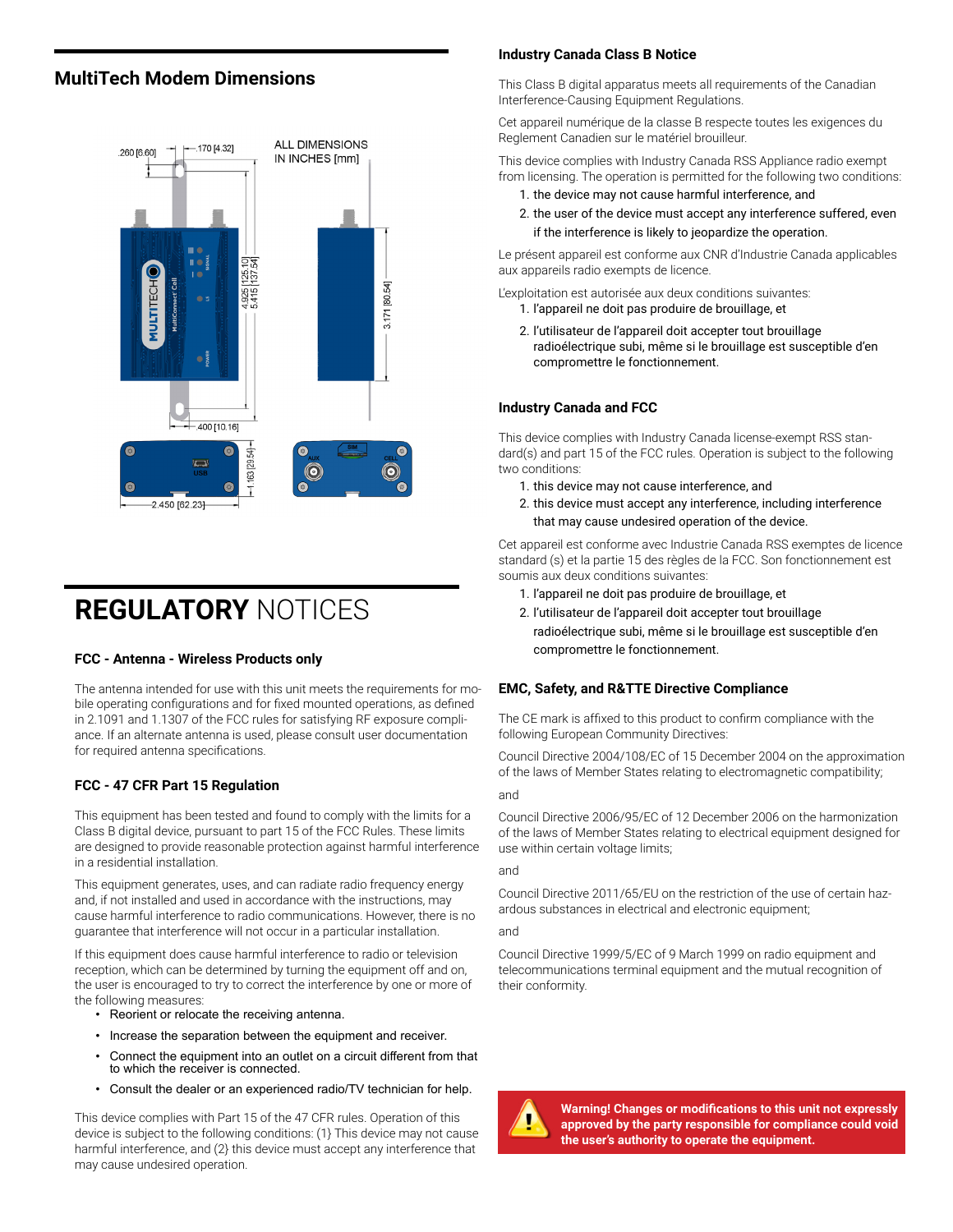## MultiTech Modem Dimensions

ALL DIMENSIONS IN INCHES [mm]

# REGULATORY NOTICES

### FCC - Antenna - Wireless Products only

The antenna intended for use with this unit meets the requirements for mobile operating configurations and for fixed mounted operations, as defined in 2.1091 and 1.1307 of the FCC rules for satisfying RF exposure compliance. If an alternate antenna is used, please consult user documentation for required antenna specifications.

### FCC - 47 CFR Part 15 Regulation

This equipment has been tested and found to comply with the limits for a Class B digital device, pursuant to part 15 of the FCC Rules. These limits are designed to provide reasonable protection against harmful interference in a residential installation.

This equipment generates, uses, and can radiate radio frequency energy and, if not installed and used in accordance with the instructions, may cause harmful interference to radio communications. However, there is no guarantee that interference will not occur in a particular installation.

If this equipment does cause harmful interference to radio or television reception, which can be determined by turning the equipment off and on, the user is encouraged to try to correct the interference by one or more of the following measures:

- Reorient or relocate the receiving antenna.
- Increase the separation between the equipment and receiver.
- Connect the equipment into an outlet on a circuit different from that to which the receiver is connected.
- Consult the dealer or an experienced radio/TV technician for help.

This device complies with Part 15 of the 47 CFR rules. Operation of this device is subject to the following conditions: (1} This device may not cause harmful interference, and (2} this device must accept any interference that may cause undesired operation.

### Industry Canada Class B Notice

This Class B digital apparatus meets all requirements of the Canadian Interference-Causing Equipment Regulations.

Cet appareil numérique de la classe B respecte toutes les exigences du Reglement Canadien sur le matériel brouilleur.

This device complies with Industry Canada RSS Appliance radio exempt from licensing. The operation is permitted for the following two conditions:

1. the device may not cause harmful interference, and
2. the user of the device must accept any interference suffered, even if the interference is likely to jeopardize the operation.

Le présent appareil est conforme aux CNR d'Industrie Canada applicables aux appareils radio exempts de licence.

L'exploitation est autorisée aux deux conditions suivantes:

1. l'appareil ne doit pas produire de brouillage, et
2. l'utilisateur de l'appareil doit accepter tout brouillage radioélectrique subi, même si le brouillage est susceptible d'en compromettre le fonctionnement.

### Industry Canada and FCC

This device complies with Industry Canada license-exempt RSS standard(s) and part 15 of the FCC rules. Operation is subject to the following two conditions:

1. this device may not cause interference, and
2. this device must accept any interference, including interference that may cause undesired operation of the device.

Cet appareil est conforme avec Industrie Canada RSS exemptes de licence standard (s) et la partie 15 des règles de la FCC. Son fonctionnement est soumis aux deux conditions suivantes:

1. l'appareil ne doit pas produire de brouillage, et
2. l'utilisateur de l'appareil doit accepter tout brouillage radioélectrique subi, même si le brouillage est susceptible d'en compromettre le fonctionnement.

### EMC, Safety, and R&TTE Directive Compliance

The CE mark is affixed to this product to confirm compliance with the following European Community Directives:

Council Directive 2004/108/EC of 15 December 2004 on the approximation of the laws of Member States relating to electromagnetic compatibility;

and

Council Directive 2006/95/EC of 12 December 2006 on the harmonization of the laws of Member States relating to electrical equipment designed for use within certain voltage limits;

and

Council Directive 2011/65/EU on the restriction of the use of certain hazardous substances in electrical and electronic equipment;

and

Council Directive 1999/5/EC of 9 March 1999 on radio equipment and telecommunications terminal equipment and the mutual recognition of their conformity.

**Warning! Changes or modifications to this unit not expressly approved by the party responsible for compliance could void the user's authority to operate the equipment.**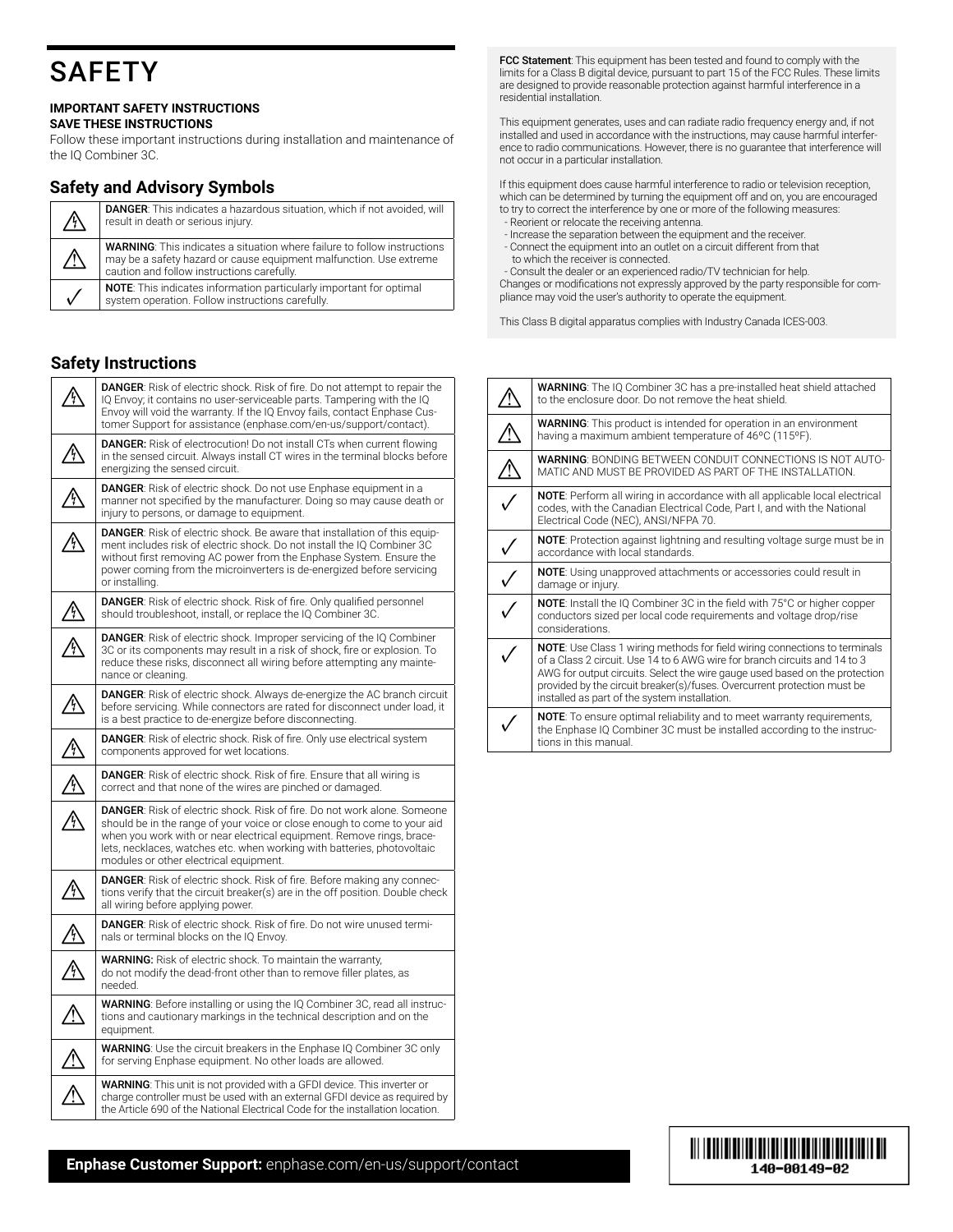# SAFETY

**IMPORTANT SAFETY INSTRUCTIONS**
**SAVE THESE INSTRUCTIONS**

Follow these important instructions during installation and maintenance of the IQ Combiner 3C.

## Safety and Advisory Symbols

| | |
|---|---|
| ⚠ | **DANGER**: This indicates a hazardous situation, which if not avoided, will result in death or serious injury. |
| ⚠ | **WARNING**: This indicates a situation where failure to follow instructions may be a safety hazard or cause equipment malfunction. Use extreme caution and follow instructions carefully. |
| ✓ | **NOTE**: This indicates information particularly important for optimal system operation. Follow instructions carefully. |

**FCC Statement**: This equipment has been tested and found to comply with the limits for a Class B digital device, pursuant to part 15 of the FCC Rules. These limits are designed to provide reasonable protection against harmful interference in a residential installation.

This equipment generates, uses and can radiate radio frequency energy and, if not installed and used in accordance with the instructions, may cause harmful interference to radio communications. However, there is no guarantee that interference will not occur in a particular installation.

If this equipment does cause harmful interference to radio or television reception, which can be determined by turning the equipment off and on, you are encouraged to try to correct the interference by one or more of the following measures:

- Reorient or relocate the receiving antenna.
- Increase the separation between the equipment and the receiver.
- Connect the equipment into an outlet on a circuit different from that to which the receiver is connected.
- Consult the dealer or an experienced radio/TV technician for help.

Changes or modifications not expressly approved by the party responsible for compliance may void the user's authority to operate the equipment.

This Class B digital apparatus complies with Industry Canada ICES-003.

## Safety Instructions

| | |
|---|---|
| ⚠ | **DANGER**: Risk of electric shock. Risk of fire. Do not attempt to repair the IQ Envoy; it contains no user-serviceable parts. Tampering with the IQ Envoy will void the warranty. If the IQ Envoy fails, contact Enphase Customer Support for assistance (enphase.com/en-us/support/contact). |
| ⚠ | **DANGER:** Risk of electrocution! Do not install CTs when current flowing in the sensed circuit. Always install CT wires in the terminal blocks before energizing the sensed circuit. |
| ⚠ | **DANGER**: Risk of electric shock. Do not use Enphase equipment in a manner not specified by the manufacturer. Doing so may cause death or injury to persons, or damage to equipment. |
| ⚠ | **DANGER**: Risk of electric shock. Be aware that installation of this equipment includes risk of electric shock. Do not install the IQ Combiner 3C without first removing AC power from the Enphase System. Ensure the power coming from the microinverters is de-energized before servicing or installing. |
| ⚠ | **DANGER**: Risk of electric shock. Risk of fire. Only qualified personnel should troubleshoot, install, or replace the IQ Combiner 3C. |
| ⚠ | **DANGER**: Risk of electric shock. Improper servicing of the IQ Combiner 3C or its components may result in a risk of shock, fire or explosion. To reduce these risks, disconnect all wiring before attempting any maintenance or cleaning. |
| ⚠ | **DANGER**: Risk of electric shock. Always de-energize the AC branch circuit before servicing. While connectors are rated for disconnect under load, it is a best practice to de-energize before disconnecting. |
| ⚠ | **DANGER**: Risk of electric shock. Risk of fire. Only use electrical system components approved for wet locations. |
| ⚠ | **DANGER**: Risk of electric shock. Risk of fire. Ensure that all wiring is correct and that none of the wires are pinched or damaged. |
| ⚠ | **DANGER**: Risk of electric shock. Risk of fire. Do not work alone. Someone should be in the range of your voice or close enough to come to your aid when you work with or near electrical equipment. Remove rings, bracelets, necklaces, watches etc. when working with batteries, photovoltaic modules or other electrical equipment. |
| ⚠ | **DANGER**: Risk of electric shock. Risk of fire. Before making any connections verify that the circuit breaker(s) are in the off position. Double check all wiring before applying power. |
| ⚠ | **DANGER**: Risk of electric shock. Risk of fire. Do not wire unused terminals or terminal blocks on the IQ Envoy. |
| ⚠ | **WARNING:** Risk of electric shock. To maintain the warranty, do not modify the dead-front other than to remove filler plates, as needed. |
| ⚠ | **WARNING**: Before installing or using the IQ Combiner 3C, read all instructions and cautionary markings in the technical description and on the equipment. |
| ⚠ | **WARNING**: Use the circuit breakers in the Enphase IQ Combiner 3C only for serving Enphase equipment. No other loads are allowed. |
| ⚠ | **WARNING**: This unit is not provided with a GFDI device. This inverter or charge controller must be used with an external GFDI device as required by the Article 690 of the National Electrical Code for the installation location. |
| ⚠ | **WARNING**: The IQ Combiner 3C has a pre-installed heat shield attached to the enclosure door. Do not remove the heat shield. |
| ⚠ | **WARNING**: This product is intended for operation in an environment having a maximum ambient temperature of 46ºC (115ºF). |
| ⚠ | **WARNING**: BONDING BETWEEN CONDUIT CONNECTIONS IS NOT AUTOMATIC AND MUST BE PROVIDED AS PART OF THE INSTALLATION. |
| ✓ | **NOTE**: Perform all wiring in accordance with all applicable local electrical codes, with the Canadian Electrical Code, Part I, and with the National Electrical Code (NEC), ANSI/NFPA 70. |
| ✓ | **NOTE**: Protection against lightning and resulting voltage surge must be in accordance with local standards. |
| ✓ | **NOTE**: Using unapproved attachments or accessories could result in damage or injury. |
| ✓ | **NOTE**: Install the IQ Combiner 3C in the field with 75°C or higher copper conductors sized per local code requirements and voltage drop/rise considerations. |
| ✓ | **NOTE**: Use Class 1 wiring methods for field wiring connections to terminals of a Class 2 circuit. Use 14 to 6 AWG wire for branch circuits and 14 to 3 AWG for output circuits. Select the wire gauge used based on the protection provided by the circuit breaker(s)/fuses. Overcurrent protection must be installed as part of the system installation. |
| ✓ | **NOTE**: To ensure optimal reliability and to meet warranty requirements, the Enphase IQ Combiner 3C must be installed according to the instructions in this manual. |

**Enphase Customer Support:** enphase.com/en-us/support/contact

140-00149-02